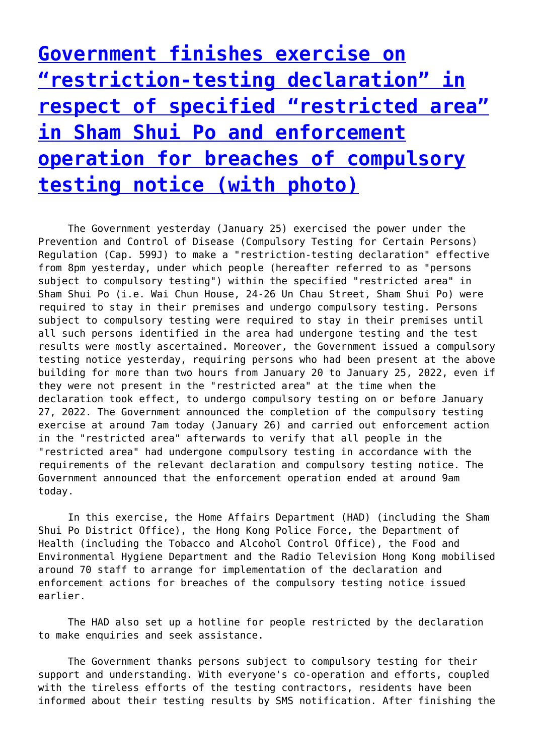# [Government finishes exercise on "restriction-testing declaration" in respect of specified "restricted area" in Sham Shui Po and enforcement operation for breaches of compulsory testing notice (with photo)]

The Government yesterday (January 25) exercised the power under the Prevention and Control of Disease (Compulsory Testing for Certain Persons) Regulation (Cap. 599J) to make a "restriction-testing declaration" effective from 8pm yesterday, under which people (hereafter referred to as "persons subject to compulsory testing") within the specified "restricted area" in Sham Shui Po (i.e. Wai Chun House, 24-26 Un Chau Street, Sham Shui Po) were required to stay in their premises and undergo compulsory testing. Persons subject to compulsory testing were required to stay in their premises until all such persons identified in the area had undergone testing and the test results were mostly ascertained. Moreover, the Government issued a compulsory testing notice yesterday, requiring persons who had been present at the above building for more than two hours from January 20 to January 25, 2022, even if they were not present in the "restricted area" at the time when the declaration took effect, to undergo compulsory testing on or before January 27, 2022. The Government announced the completion of the compulsory testing exercise at around 7am today (January 26) and carried out enforcement action in the "restricted area" afterwards to verify that all people in the "restricted area" had undergone compulsory testing in accordance with the requirements of the relevant declaration and compulsory testing notice. The Government announced that the enforcement operation ended at around 9am today.

In this exercise, the Home Affairs Department (HAD) (including the Sham Shui Po District Office), the Hong Kong Police Force, the Department of Health (including the Tobacco and Alcohol Control Office), the Food and Environmental Hygiene Department and the Radio Television Hong Kong mobilised around 70 staff to arrange for implementation of the declaration and enforcement actions for breaches of the compulsory testing notice issued earlier.

The HAD also set up a hotline for people restricted by the declaration to make enquiries and seek assistance.

The Government thanks persons subject to compulsory testing for their support and understanding. With everyone's co-operation and efforts, coupled with the tireless efforts of the testing contractors, residents have been informed about their testing results by SMS notification. After finishing the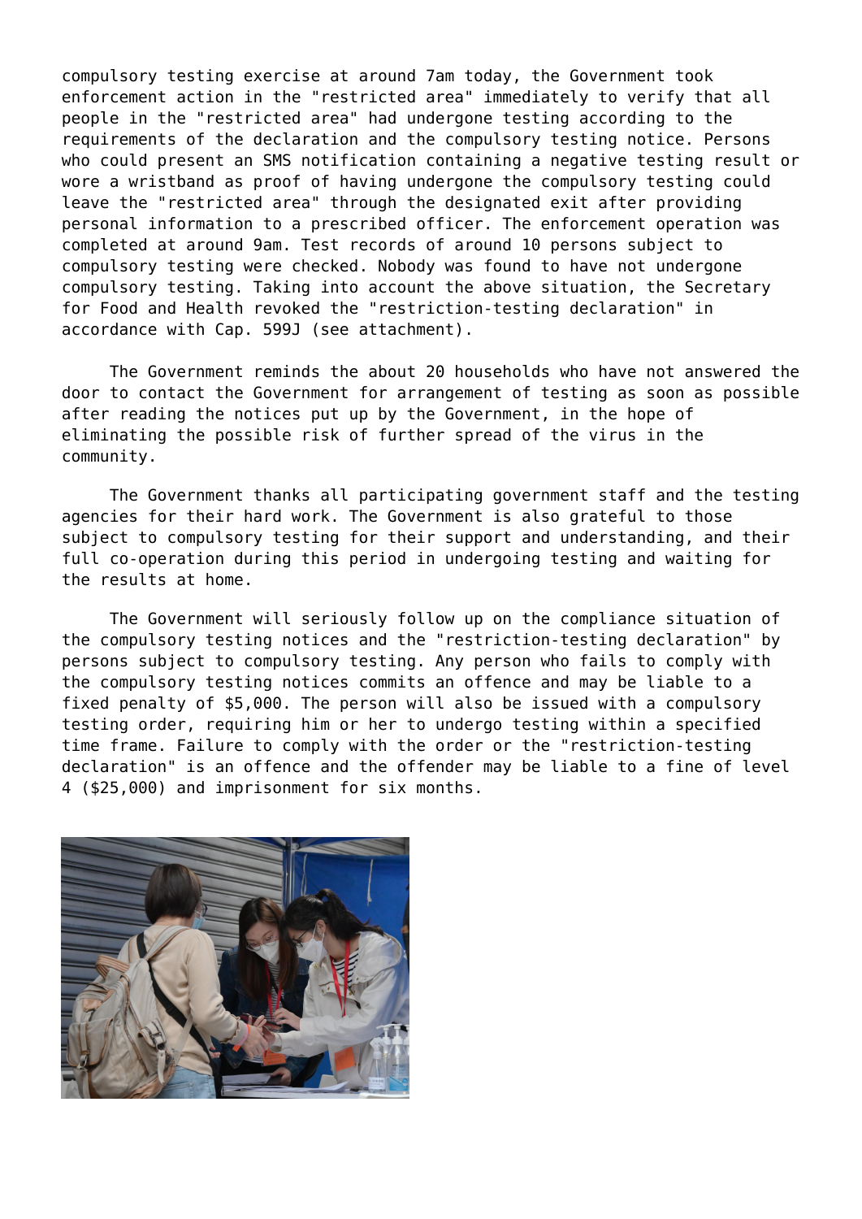compulsory testing exercise at around 7am today, the Government took enforcement action in the "restricted area" immediately to verify that all people in the "restricted area" had undergone testing according to the requirements of the declaration and the compulsory testing notice. Persons who could present an SMS notification containing a negative testing result or wore a wristband as proof of having undergone the compulsory testing could leave the "restricted area" through the designated exit after providing personal information to a prescribed officer. The enforcement operation was completed at around 9am. Test records of around 10 persons subject to compulsory testing were checked. Nobody was found to have not undergone compulsory testing. Taking into account the above situation, the Secretary for Food and Health revoked the "restriction-testing declaration" in accordance with Cap. 599J (see attachment).

The Government reminds the about 20 households who have not answered the door to contact the Government for arrangement of testing as soon as possible after reading the notices put up by the Government, in the hope of eliminating the possible risk of further spread of the virus in the community.

The Government thanks all participating government staff and the testing agencies for their hard work. The Government is also grateful to those subject to compulsory testing for their support and understanding, and their full co-operation during this period in undergoing testing and waiting for the results at home.

The Government will seriously follow up on the compliance situation of the compulsory testing notices and the "restriction-testing declaration" by persons subject to compulsory testing. Any person who fails to comply with the compulsory testing notices commits an offence and may be liable to a fixed penalty of $5,000. The person will also be issued with a compulsory testing order, requiring him or her to undergo testing within a specified time frame. Failure to comply with the order or the "restriction-testing declaration" is an offence and the offender may be liable to a fine of level 4 ($25,000) and imprisonment for six months.